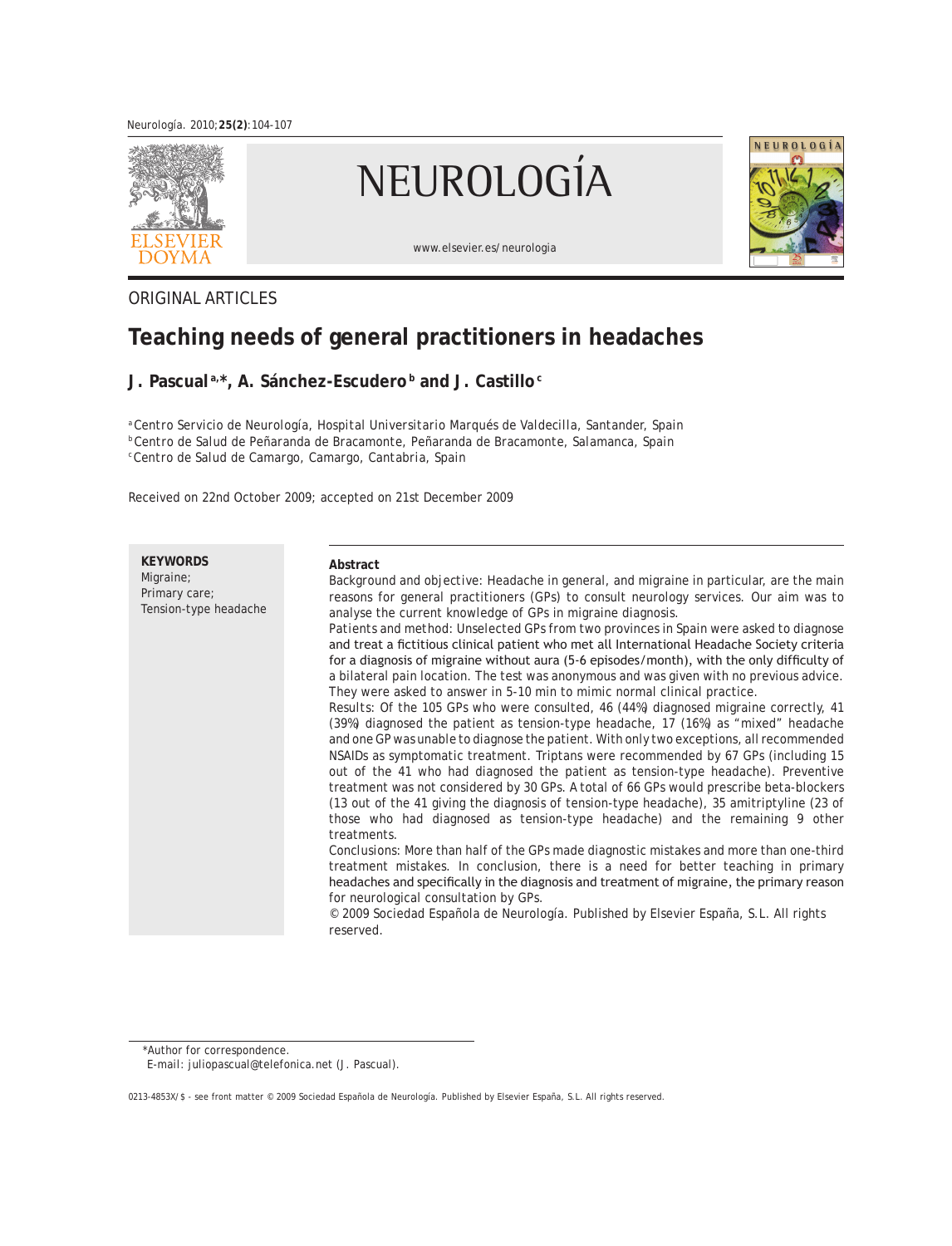ORIGINAL ARTICLES

# Teaching needs of general practitioners in headaches

**J. Pascual[a,*], A. Sánchez-Escudero[b] and J. Castillo[c]**

[a] Centro Servicio de Neurología, Hospital Universitario Marqués de Valdecilla, Santander, Spain
[b] Centro de Salud de Peñaranda de Bracamonte, Peñaranda de Bracamonte, Salamanca, Spain
[c] Centro de Salud de Camargo, Camargo, Cantabria, Spain

Received on 22nd October 2009; accepted on 21st December 2009

**KEYWORDS**
Migraine;
Primary care;
Tension-type headache

**Abstract**

Background and objective: Headache in general, and migraine in particular, are the main reasons for general practitioners (GPs) to consult neurology services. Our aim was to analyse the current knowledge of GPs in migraine diagnosis.

Patients and method: Unselected GPs from two provinces in Spain were asked to diagnose and treat a fictitious clinical patient who met all International Headache Society criteria for a diagnosis of migraine without aura (5-6 episodes/month), with the only difficulty of a bilateral pain location. The test was anonymous and was given with no previous advice. They were asked to answer in 5-10 min to mimic normal clinical practice.

Results: Of the 105 GPs who were consulted, 46 (44%) diagnosed migraine correctly, 41 (39%) diagnosed the patient as tension-type headache, 17 (16%) as "mixed" headache and one GP was unable to diagnose the patient. With only two exceptions, all recommended NSAIDs as symptomatic treatment. Triptans were recommended by 67 GPs (including 15 out of the 41 who had diagnosed the patient as tension-type headache). Preventive treatment was not considered by 30 GPs. A total of 66 GPs would prescribe beta-blockers (13 out of the 41 giving the diagnosis of tension-type headache), 35 amitriptyline (23 of those who had diagnosed as tension-type headache) and the remaining 9 other treatments.

Conclusions: More than half of the GPs made diagnostic mistakes and more than one-third treatment mistakes. In conclusion, there is a need for better teaching in primary headaches and specifically in the diagnosis and treatment of migraine, the primary reason for neurological consultation by GPs.

© 2009 Sociedad Española de Neurología. Published by Elsevier España, S.L. All rights reserved.

*Author for correspondence.
E-mail: juliopascual@telefonica.net (J. Pascual).

0213-4853X/$ - see front matter © 2009 Sociedad Española de Neurología. Published by Elsevier España, S.L. All rights reserved.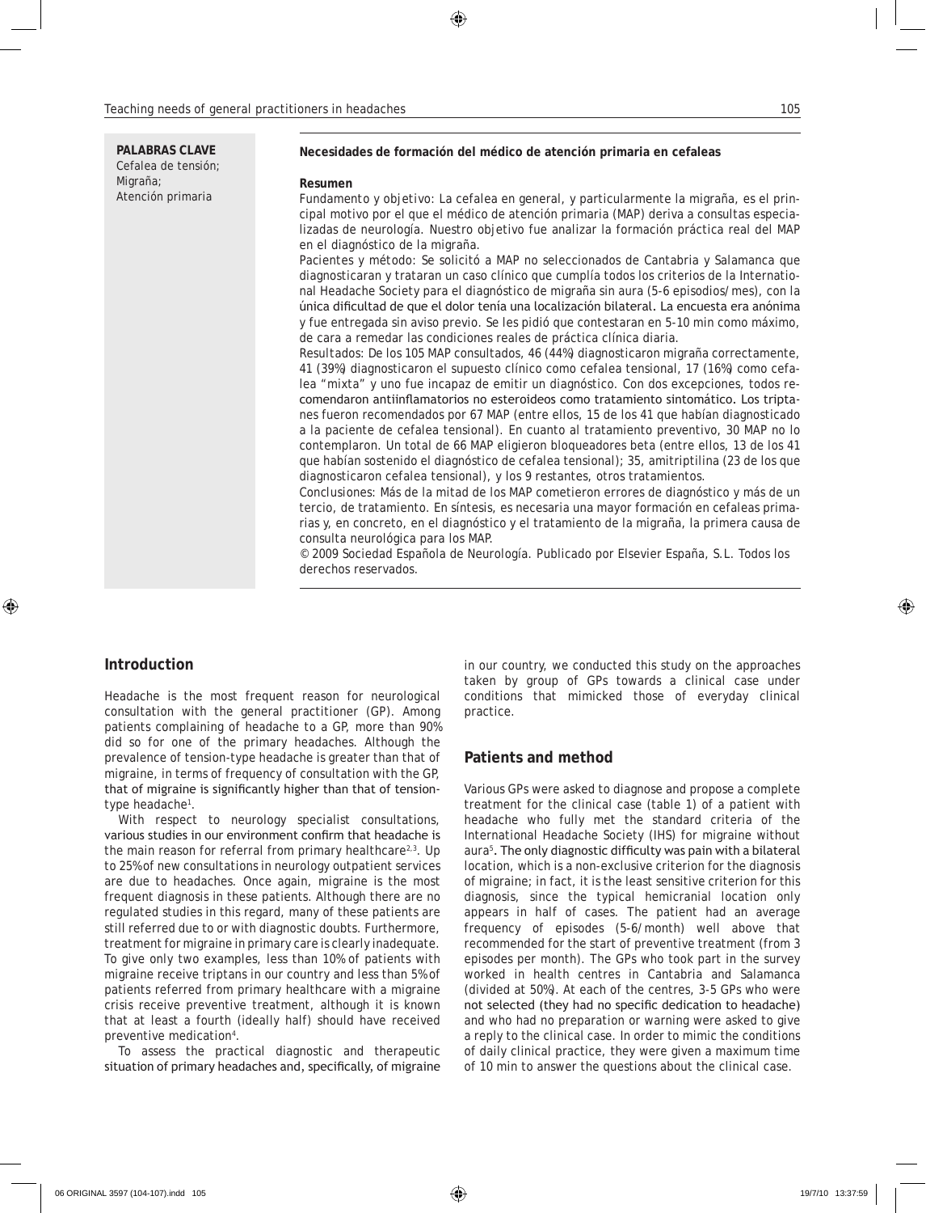**PALABRAS CLAVE**
Cefalea de tensión;
Migraña;
Atención primaria

**Necesidades de formación del médico de atención primaria en cefaleas**

**Resumen**

*Fundamento y objetivo:* La cefalea en general, y particularmente la migraña, es el principal motivo por el que el médico de atención primaria (MAP) deriva a consultas especializadas de neurología. Nuestro objetivo fue analizar la formación práctica real del MAP en el diagnóstico de la migraña.

*Pacientes y método:* Se solicitó a MAP no seleccionados de Cantabria y Salamanca que diagnosticaran y trataran un caso clínico que cumplía todos los criterios de la International Headache Society para el diagnóstico de migraña sin aura (5-6 episodios/mes), con la única dificultad de que el dolor tenía una localización bilateral. La encuesta era anónima y fue entregada sin aviso previo. Se les pidió que contestaran en 5-10 min como máximo, de cara a remedar las condiciones reales de práctica clínica diaria.

*Resultados:* De los 105 MAP consultados, 46 (44%) diagnosticaron migraña correctamente, 41 (39%) diagnosticaron el supuesto clínico como cefalea tensional, 17 (16%) como cefalea "mixta" y uno fue incapaz de emitir un diagnóstico. Con dos excepciones, todos recomendaron antiinflamatorios no esteroideos como tratamiento sintomático. Los triptanes fueron recomendados por 67 MAP (entre ellos, 15 de los 41 que habían diagnosticado a la paciente de cefalea tensional). En cuanto al tratamiento preventivo, 30 MAP no lo contemplaron. Un total de 66 MAP eligieron bloqueadores beta (entre ellos, 13 de los 41 que habían sostenido el diagnóstico de cefalea tensional); 35, amitriptilina (23 de los que diagnosticaron cefalea tensional), y los 9 restantes, otros tratamientos.

*Conclusiones:* Más de la mitad de los MAP cometieron errores de diagnóstico y más de un tercio, de tratamiento. En síntesis, es necesaria una mayor formación en cefaleas primarias y, en concreto, en el diagnóstico y el tratamiento de la migraña, la primera causa de consulta neurológica para los MAP.

© 2009 Sociedad Española de Neurología. Publicado por Elsevier España, S.L. Todos los derechos reservados.

## Introduction

Headache is the most frequent reason for neurological consultation with the general practitioner (GP). Among patients complaining of headache to a GP, more than 90% did so for one of the primary headaches. Although the prevalence of tension-type headache is greater than that of migraine, in terms of frequency of consultation with the GP, that of migraine is significantly higher than that of tension-type headache[1].

With respect to neurology specialist consultations, various studies in our environment confirm that headache is the main reason for referral from primary healthcare[2,3]. Up to 25% of new consultations in neurology outpatient services are due to headaches. Once again, migraine is the most frequent diagnosis in these patients. Although there are no regulated studies in this regard, many of these patients are still referred due to or with diagnostic doubts. Furthermore, treatment for migraine in primary care is clearly inadequate. To give only two examples, less than 10% of patients with migraine receive triptans in our country and less than 5% of patients referred from primary healthcare with a migraine crisis receive preventive treatment, although it is known that at least a fourth (ideally half) should have received preventive medication[4].

To assess the practical diagnostic and therapeutic situation of primary headaches and, specifically, of migraine in our country, we conducted this study on the approaches taken by group of GPs towards a clinical case under conditions that mimicked those of everyday clinical practice.

## Patients and method

Various GPs were asked to diagnose and propose a complete treatment for the clinical case (table 1) of a patient with headache who fully met the standard criteria of the International Headache Society (IHS) for migraine without aura[5]. The only diagnostic difficulty was pain with a bilateral location, which is a non-exclusive criterion for the diagnosis of migraine; in fact, it is the least sensitive criterion for this diagnosis, since the typical hemicranial location only appears in half of cases. The patient had an average frequency of episodes (5-6/month) well above that recommended for the start of preventive treatment (from 3 episodes per month). The GPs who took part in the survey worked in health centres in Cantabria and Salamanca (divided at 50%). At each of the centres, 3-5 GPs who were not selected (they had no specific dedication to headache) and who had no preparation or warning were asked to give a reply to the clinical case. In order to mimic the conditions of daily clinical practice, they were given a maximum time of 10 min to answer the questions about the clinical case.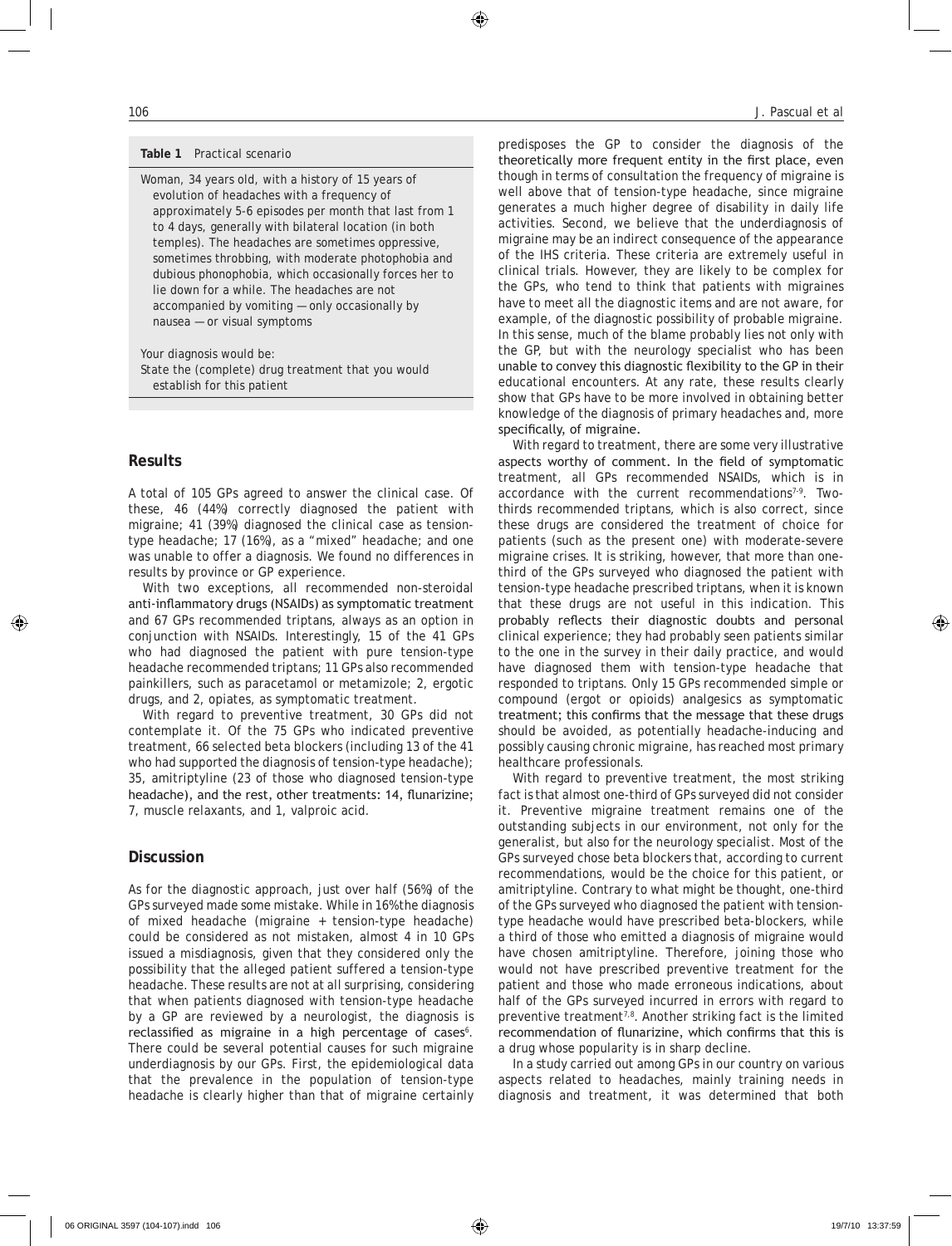**Table 1** Practical scenario

| |
|---|
| Woman, 34 years old, with a history of 15 years of evolution of headaches with a frequency of approximately 5-6 episodes per month that last from 1 to 4 days, generally with bilateral location (in both temples). The headaches are sometimes oppressive, sometimes throbbing, with moderate photophobia and dubious phonophobia, which occasionally forces her to lie down for a while. The headaches are not accompanied by vomiting — only occasionally by nausea — or visual symptoms |
| Your diagnosis would be: |
| State the (complete) drug treatment that you would establish for this patient |

## Results

A total of 105 GPs agreed to answer the clinical case. Of these, 46 (44%) correctly diagnosed the patient with migraine; 41 (39%) diagnosed the clinical case as tension-type headache; 17 (16%), as a "mixed" headache; and one was unable to offer a diagnosis. We found no differences in results by province or GP experience.

With two exceptions, all recommended non-steroidal anti-inflammatory drugs (NSAIDs) as symptomatic treatment and 67 GPs recommended triptans, always as an option in conjunction with NSAIDs. Interestingly, 15 of the 41 GPs who had diagnosed the patient with pure tension-type headache recommended triptans; 11 GPs also recommended painkillers, such as paracetamol or metamizole; 2, ergotic drugs, and 2, opiates, as symptomatic treatment.

With regard to preventive treatment, 30 GPs did not contemplate it. Of the 75 GPs who indicated preventive treatment, 66 selected beta blockers (including 13 of the 41 who had supported the diagnosis of tension-type headache); 35, amitriptyline (23 of those who diagnosed tension-type headache), and the rest, other treatments: 14, flunarizine; 7, muscle relaxants, and 1, valproic acid.

## Discussion

As for the diagnostic approach, just over half (56%) of the GPs surveyed made some mistake. While in 16% the diagnosis of mixed headache (migraine + tension-type headache) could be considered as not mistaken, almost 4 in 10 GPs issued a misdiagnosis, given that they considered only the possibility that the alleged patient suffered a tension-type headache. These results are not at all surprising, considering that when patients diagnosed with tension-type headache by a GP are reviewed by a neurologist, the diagnosis is reclassified as migraine in a high percentage of cases[6]. There could be several potential causes for such migraine underdiagnosis by our GPs. First, the epidemiological data that the prevalence in the population of tension-type headache is clearly higher than that of migraine certainly predisposes the GP to consider the diagnosis of the theoretically more frequent entity in the first place, even though in terms of consultation the frequency of migraine is well above that of tension-type headache, since migraine generates a much higher degree of disability in daily life activities. Second, we believe that the underdiagnosis of migraine may be an indirect consequence of the appearance of the IHS criteria. These criteria are extremely useful in clinical trials. However, they are likely to be complex for the GPs, who tend to think that patients with migraines have to meet all the diagnostic items and are not aware, for example, of the diagnostic possibility of probable migraine. In this sense, much of the blame probably lies not only with the GP, but with the neurology specialist who has been unable to convey this diagnostic flexibility to the GP in their educational encounters. At any rate, these results clearly show that GPs have to be more involved in obtaining better knowledge of the diagnosis of primary headaches and, more specifically, of migraine.

With regard to treatment, there are some very illustrative aspects worthy of comment. In the field of symptomatic treatment, all GPs recommended NSAIDs, which is in accordance with the current recommendations[7-9]. Two-thirds recommended triptans, which is also correct, since these drugs are considered the treatment of choice for patients (such as the present one) with moderate-severe migraine crises. It is striking, however, that more than one-third of the GPs surveyed who diagnosed the patient with tension-type headache prescribed triptans, when it is known that these drugs are not useful in this indication. This probably reflects their diagnostic doubts and personal clinical experience; they had probably seen patients similar to the one in the survey in their daily practice, and would have diagnosed them with tension-type headache that responded to triptans. Only 15 GPs recommended simple or compound (ergot or opioids) analgesics as symptomatic treatment; this confirms that the message that these drugs should be avoided, as potentially headache-inducing and possibly causing chronic migraine, has reached most primary healthcare professionals.

With regard to preventive treatment, the most striking fact is that almost one-third of GPs surveyed did not consider it. Preventive migraine treatment remains one of the outstanding subjects in our environment, not only for the generalist, but also for the neurology specialist. Most of the GPs surveyed chose beta blockers that, according to current recommendations, would be the choice for this patient, or amitriptyline. Contrary to what might be thought, one-third of the GPs surveyed who diagnosed the patient with tension-type headache would have prescribed beta-blockers, while a third of those who emitted a diagnosis of migraine would have chosen amitriptyline. Therefore, joining those who would not have prescribed preventive treatment for the patient and those who made erroneous indications, about half of the GPs surveyed incurred in errors with regard to preventive treatment[7,8]. Another striking fact is the limited recommendation of flunarizine, which confirms that this is a drug whose popularity is in sharp decline.

In a study carried out among GPs in our country on various aspects related to headaches, mainly training needs in diagnosis and treatment, it was determined that both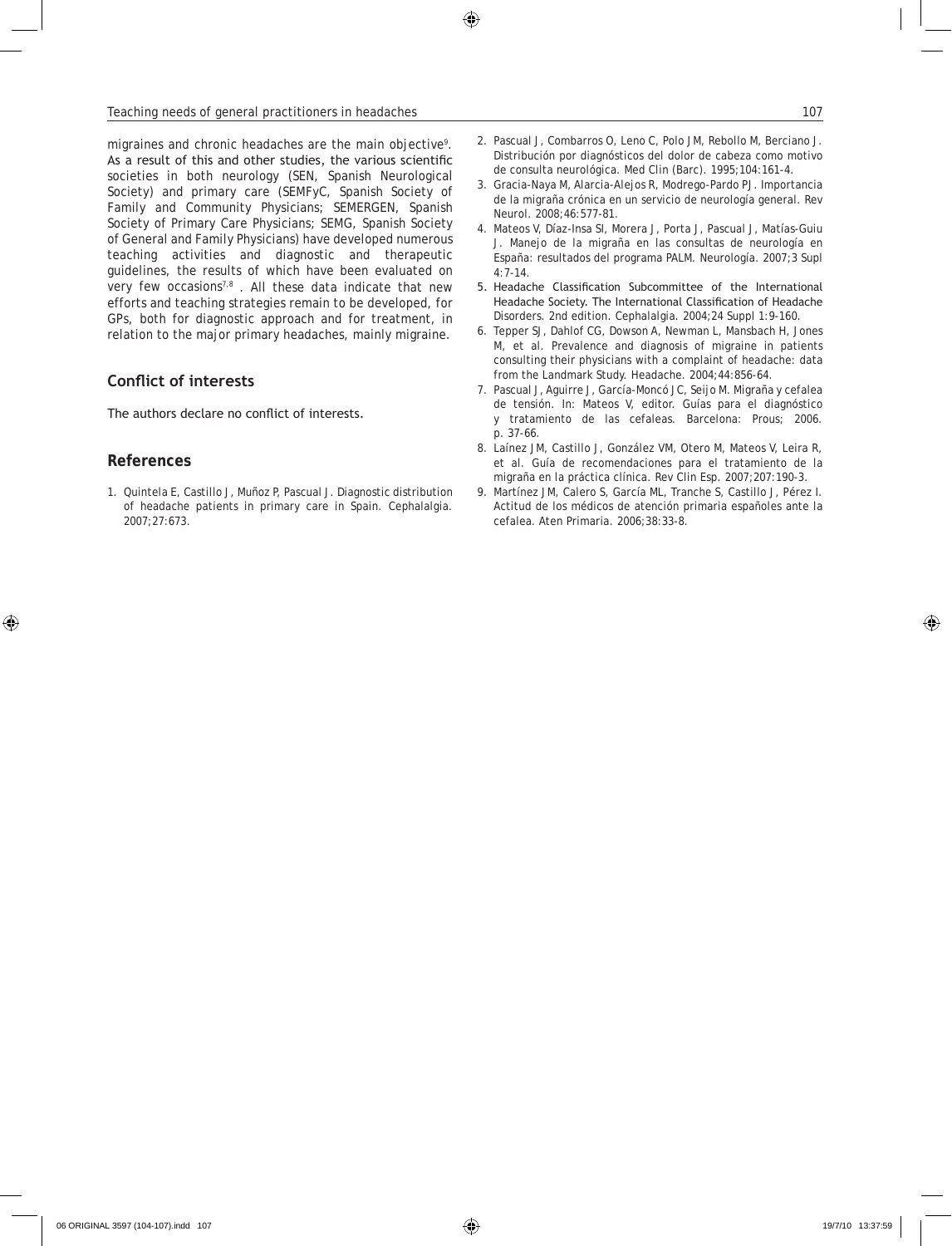migraines and chronic headaches are the main objective[9]. As a result of this and other studies, the various scientific societies in both neurology (SEN, Spanish Neurological Society) and primary care (SEMFyC, Spanish Society of Family and Community Physicians; SEMERGEN, Spanish Society of Primary Care Physicians; SEMG, Spanish Society of General and Family Physicians) have developed numerous teaching activities and diagnostic and therapeutic guidelines, the results of which have been evaluated on very few occasions[7,8] . All these data indicate that new efforts and teaching strategies remain to be developed, for GPs, both for diagnostic approach and for treatment, in relation to the major primary headaches, mainly migraine.

## Conflict of interests

The authors declare no conflict of interests.

## References

1. Quintela E, Castillo J, Muñoz P, Pascual J. Diagnostic distribution of headache patients in primary care in Spain. Cephalalgia. 2007;27:673.
2. Pascual J, Combarros O, Leno C, Polo JM, Rebollo M, Berciano J. Distribución por diagnósticos del dolor de cabeza como motivo de consulta neurológica. Med Clin (Barc). 1995;104:161-4.
3. Gracia-Naya M, Alarcia-Alejos R, Modrego-Pardo PJ. Importancia de la migraña crónica en un servicio de neurología general. Rev Neurol. 2008;46:577-81.
4. Mateos V, Díaz-Insa SI, Morera J, Porta J, Pascual J, Matías-Guiu J. Manejo de la migraña en las consultas de neurología en España: resultados del programa PALM. Neurología. 2007;3 Supl 4:7-14.
5. Headache Classification Subcommittee of the International Headache Society. The International Classification of Headache Disorders. 2nd edition. Cephalalgia. 2004;24 Suppl 1:9-160.
6. Tepper SJ, Dahlof CG, Dowson A, Newman L, Mansbach H, Jones M, et al. Prevalence and diagnosis of migraine in patients consulting their physicians with a complaint of headache: data from the Landmark Study. Headache. 2004;44:856-64.
7. Pascual J, Aguirre J, García-Moncó JC, Seijo M. Migraña y cefalea de tensión. In: Mateos V, editor. Guías para el diagnóstico y tratamiento de las cefaleas. Barcelona: Prous; 2006. p. 37-66.
8. Laínez JM, Castillo J, González VM, Otero M, Mateos V, Leira R, et al. Guía de recomendaciones para el tratamiento de la migraña en la práctica clínica. Rev Clin Esp. 2007;207:190-3.
9. Martínez JM, Calero S, García ML, Tranche S, Castillo J, Pérez I. Actitud de los médicos de atención primaria españoles ante la cefalea. Aten Primaria. 2006;38:33-8.